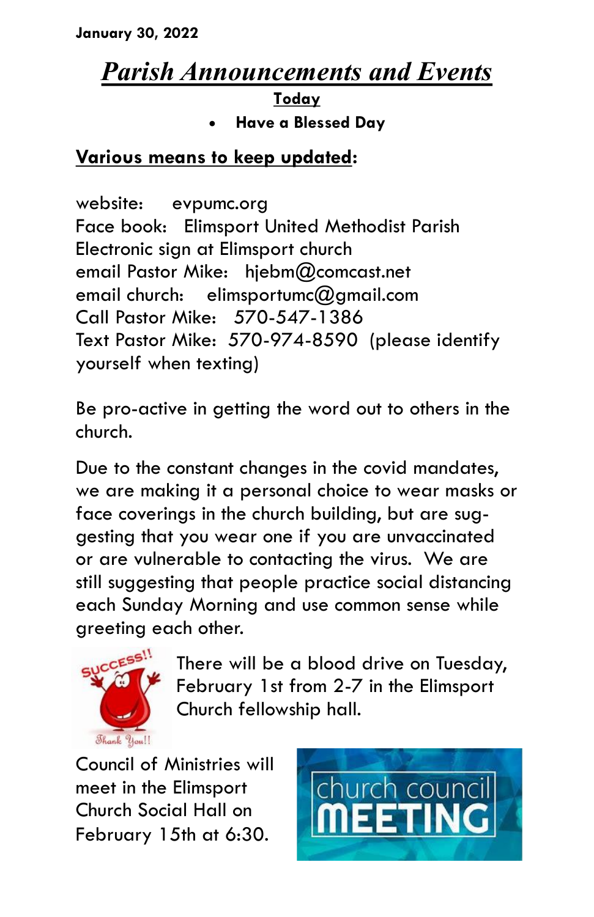**January 30, 2022**

# ***Parish Announcements and Events***

**Today**

- **Have a Blessed Day**

**Various means to keep updated:**

website: evpumc.org
Face book: Elimsport United Methodist Parish
Electronic sign at Elimsport church
email Pastor Mike: hjebm@comcast.net
email church: elimsportumc@gmail.com
Call Pastor Mike: 570-547-1386
Text Pastor Mike: 570-974-8590 (please identify yourself when texting)

Be pro-active in getting the word out to others in the church.

Due to the constant changes in the covid mandates, we are making it a personal choice to wear masks or face coverings in the church building, but are suggesting that you wear one if you are unvaccinated or are vulnerable to contacting the virus. We are still suggesting that people practice social distancing each Sunday Morning and use common sense while greeting each other.

There will be a blood drive on Tuesday, February 1st from 2-7 in the Elimsport Church fellowship hall.

Council of Ministries will meet in the Elimsport Church Social Hall on February 15th at 6:30.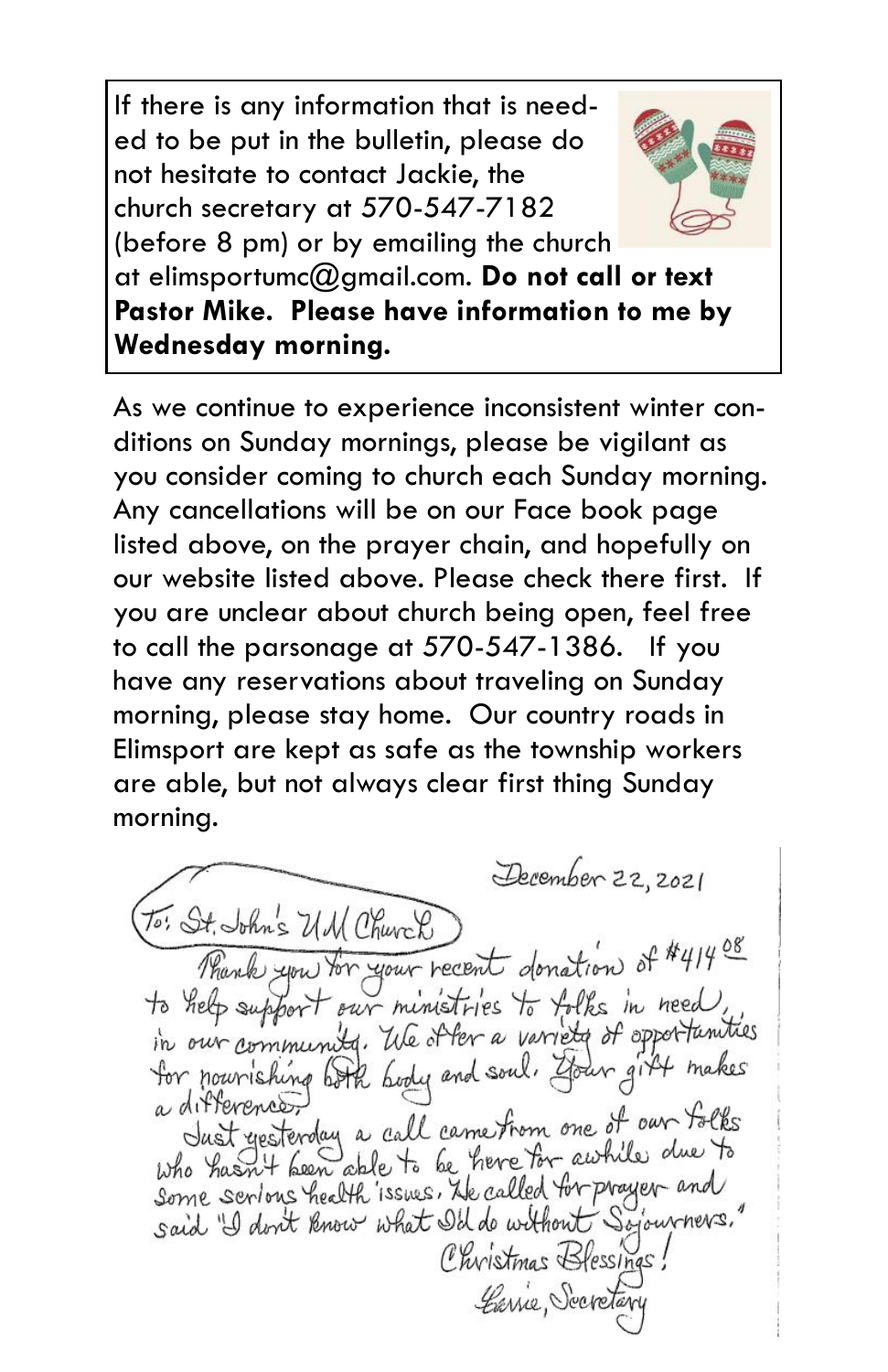If there is any information that is needed to be put in the bulletin, please do not hesitate to contact Jackie, the church secretary at 570-547-7182 (before 8 pm) or by emailing the church at elimsportumc@gmail.com. **Do not call or text Pastor Mike. Please have information to me by Wednesday morning.**

As we continue to experience inconsistent winter conditions on Sunday mornings, please be vigilant as you consider coming to church each Sunday morning. Any cancellations will be on our Face book page listed above, on the prayer chain, and hopefully on our website listed above. Please check there first. If you are unclear about church being open, feel free to call the parsonage at 570-547-1386. If you have any reservations about traveling on Sunday morning, please stay home. Our country roads in Elimsport are kept as safe as the township workers are able, but not always clear first thing Sunday morning.

December 22, 2021

To: St. John's UM Church

Thank you for your recent donation of $414.08 to help support our ministries to folks in need, in our community. We offer a variety of opportunities for nourishing both body and soul. Your gift makes a difference.

Just yesterday a call came from one of our folks who hasn't been able to be here for awhile due to some serious health issues. He called for prayer and said "I don't know what I'd do without Sojourners."

Christmas Blessings!

Carrie, Secretary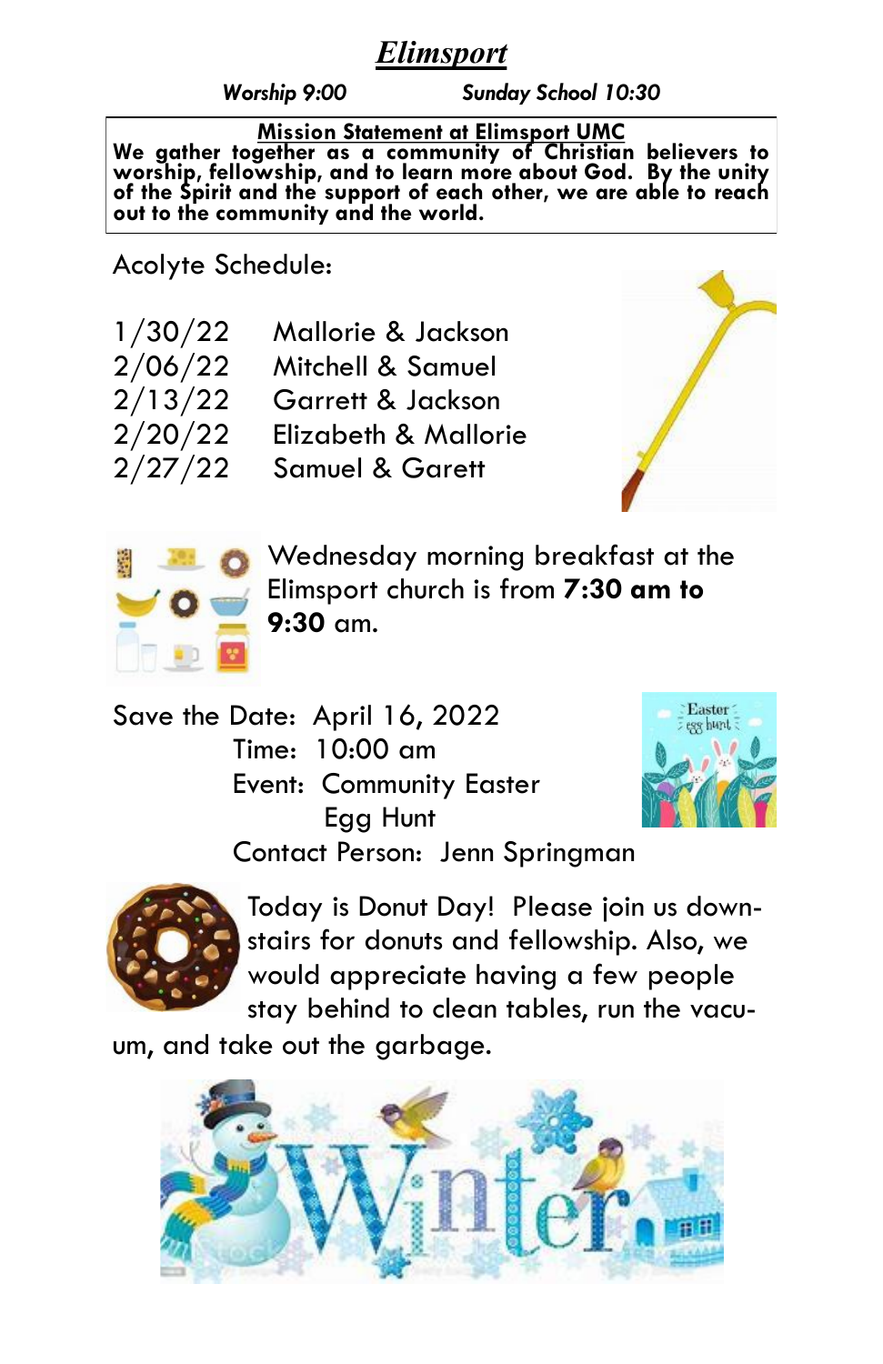# *Elimsport*

***Worship 9:00*** ***Sunday School 10:30***

**Mission Statement at Elimsport UMC**

**We gather together as a community of Christian believers to worship, fellowship, and to learn more about God. By the unity of the Spirit and the support of each other, we are able to reach out to the community and the world.**

Acolyte Schedule:

| | |
|---|---|
| 1/30/22 | Mallorie & Jackson |
| 2/06/22 | Mitchell & Samuel |
| 2/13/22 | Garrett & Jackson |
| 2/20/22 | Elizabeth & Mallorie |
| 2/27/22 | Samuel & Garett |

Wednesday morning breakfast at the Elimsport church is from **7:30 am to 9:30** am.

Save the Date: April 16, 2022
Time: 10:00 am
Event: Community Easter Egg Hunt
Contact Person: Jenn Springman

Today is Donut Day! Please join us downstairs for donuts and fellowship. Also, we would appreciate having a few people stay behind to clean tables, run the vacuum, and take out the garbage.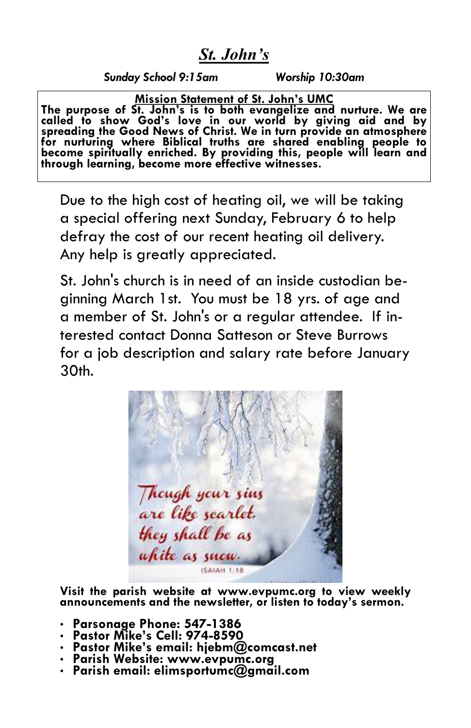# *St. John's*

*Sunday School 9:15am* *Worship 10:30am*

**Mission Statement of St. John's UMC**

**The purpose of St. John's is to both evangelize and nurture. We are called to show God's love in our world by giving aid and by spreading the Good News of Christ. We in turn provide an atmosphere for nurturing where Biblical truths are shared enabling people to become spiritually enriched. By providing this, people will learn and through learning, become more effective witnesses.**

Due to the high cost of heating oil, we will be taking a special offering next Sunday, February 6 to help defray the cost of our recent heating oil delivery. Any help is greatly appreciated.

St. John's church is in need of an inside custodian beginning March 1st. You must be 18 yrs. of age and a member of St. John's or a regular attendee. If interested contact Donna Satteson or Steve Burrows for a job description and salary rate before January 30th.

Though your sins are like scarlet, they shall be as white as snow.

ISAIAH 1:18

**Visit the parish website at www.evpumc.org to view weekly announcements and the newsletter, or listen to today's sermon.**

- **Parsonage Phone: 547-1386**
- **Pastor Mike's Cell: 974-8590**
- **Pastor Mike's email: hjebm@comcast.net**
- **Parish Website: www.evpumc.org**
- **Parish email: elimsportumc@gmail.com**